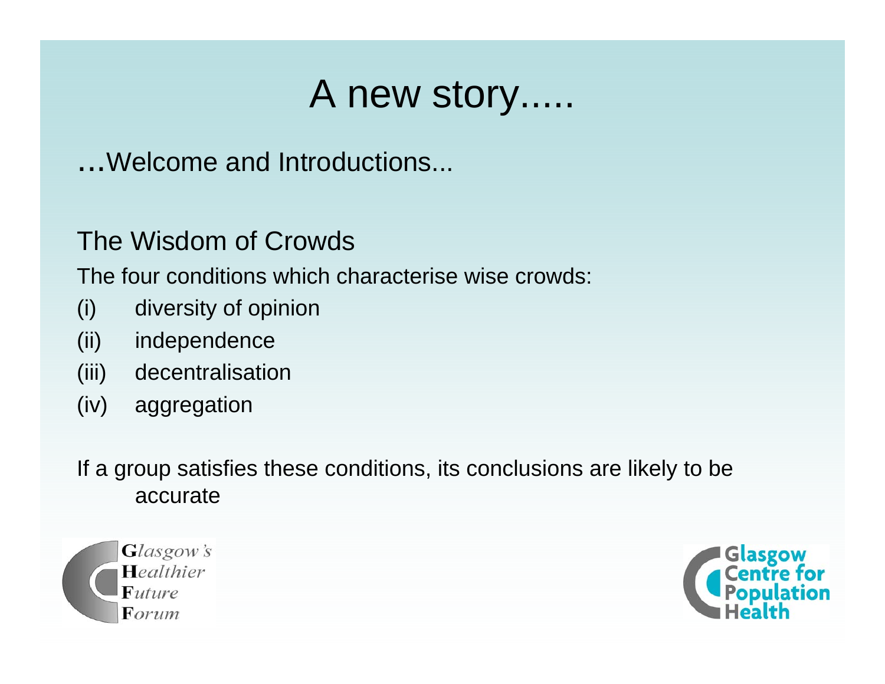# A new story.....

...Welcome and Introductions...

## The Wisdom of Crowds

The four conditions which characterise wise crowds:

(i) diversity of opinion

(ii) independence

(iii) decentralisation

(iv) aggregation

If a group satisfies these conditions, its conclusions are likely to be accurate

Glasgow's Healthier Future Forum

Glasgow Centre for Population Health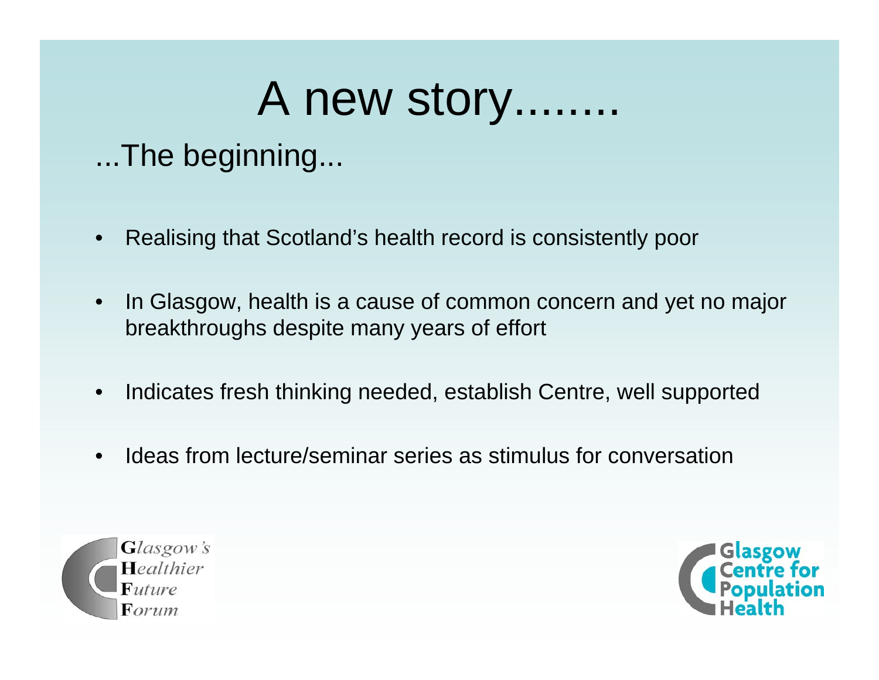# A new story........

## ...The beginning...

- Realising that Scotland's health record is consistently poor
- In Glasgow, health is a cause of common concern and yet no major breakthroughs despite many years of effort
- Indicates fresh thinking needed, establish Centre, well supported
- Ideas from lecture/seminar series as stimulus for conversation

Glasgow's Healthier Future Forum

Glasgow Centre for Population Health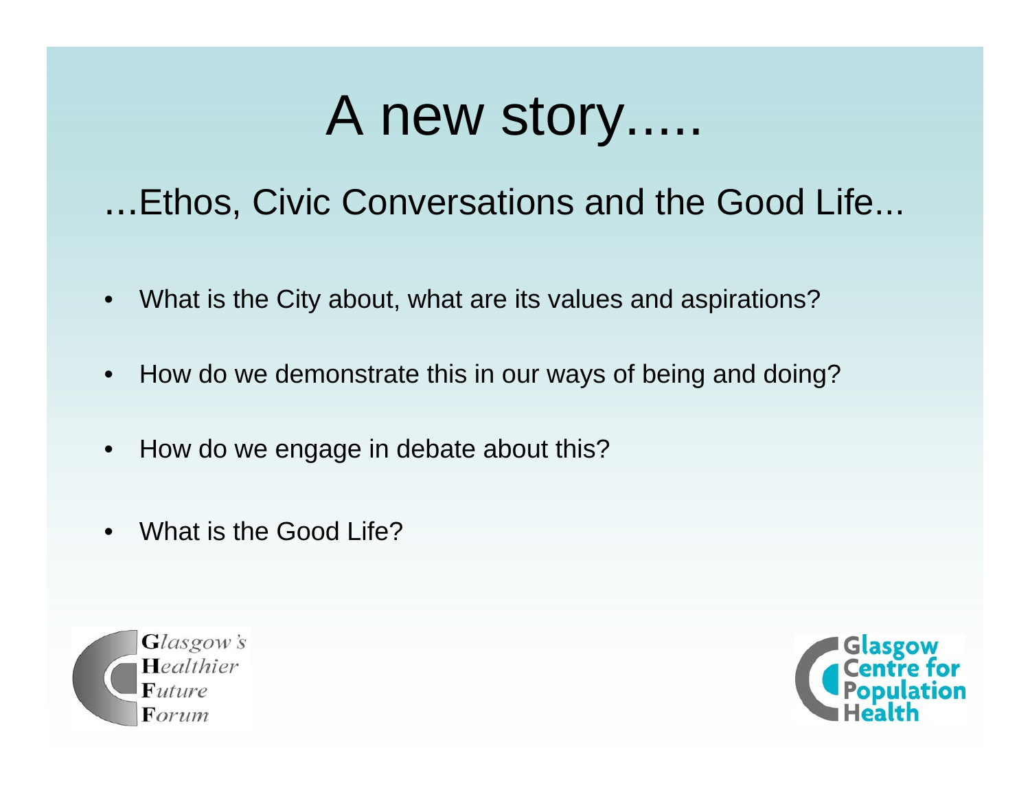# A new story.....

## ...Ethos, Civic Conversations and the Good Life...

- What is the City about, what are its values and aspirations?
- How do we demonstrate this in our ways of being and doing?
- How do we engage in debate about this?
- What is the Good Life?

Glasgow's Healthier Future Forum

Glasgow Centre for Population Health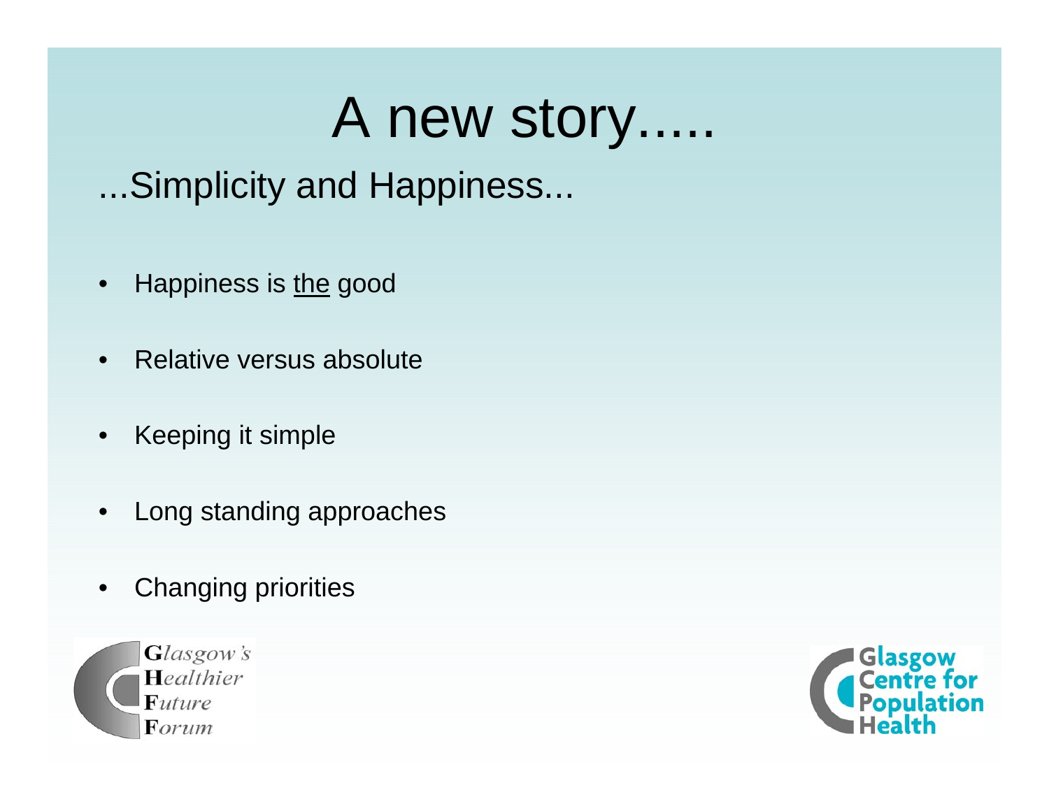# A new story.....

## ...Simplicity and Happiness...

- Happiness is <u>the</u> good
- Relative versus absolute
- Keeping it simple
- Long standing approaches
- Changing priorities

Glasgow's Healthier Future Forum

Glasgow Centre for Population Health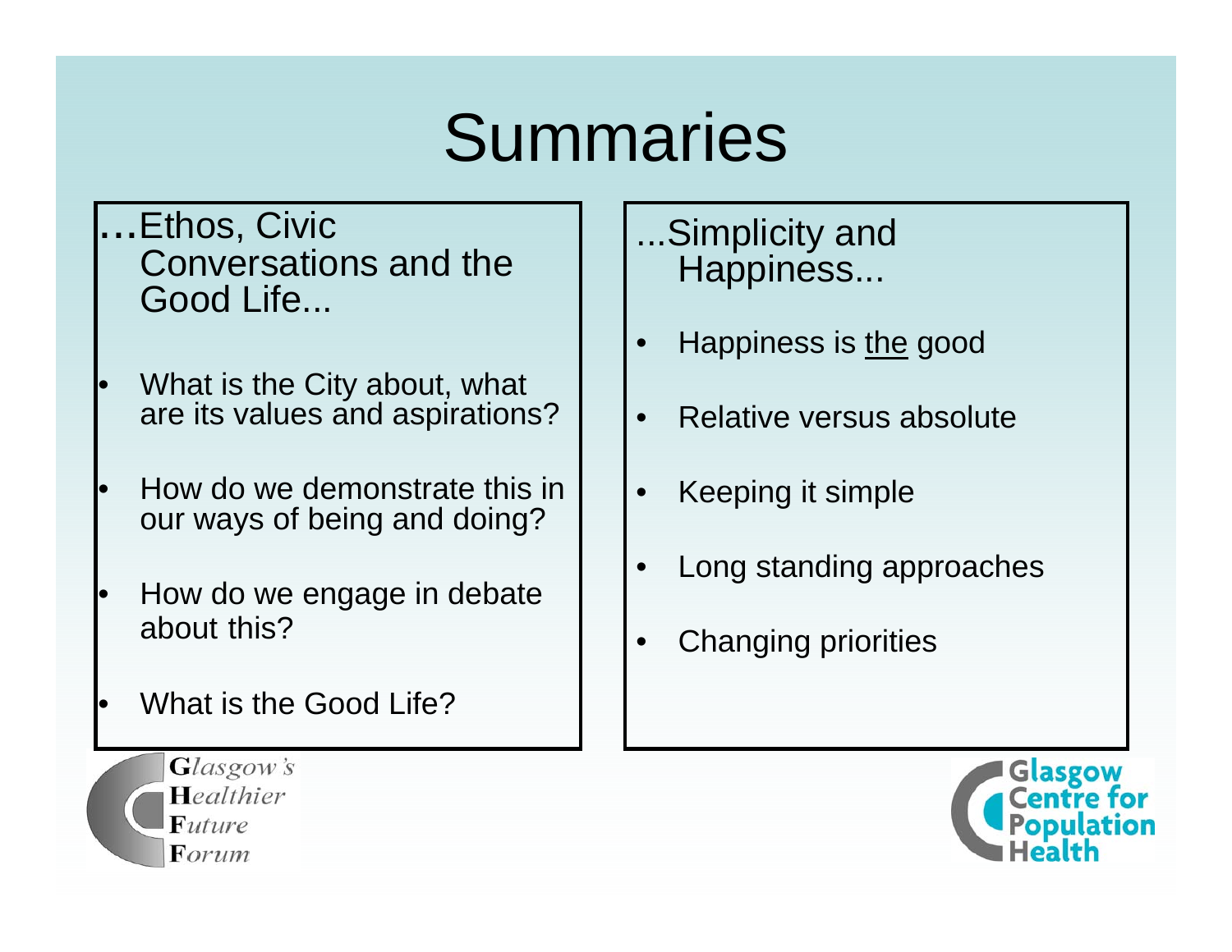# Summaries

**…**Ethos, Civic Conversations and the Good Life...

- What is the City about, what are its values and aspirations?
- How do we demonstrate this in our ways of being and doing?
- How do we engage in debate about this?
- What is the Good Life?

...Simplicity and Happiness...

- Happiness is the good
- Relative versus absolute
- Keeping it simple
- Long standing approaches
- Changing priorities

Glasgow's Healthier Future Forum

Glasgow Centre for Population Health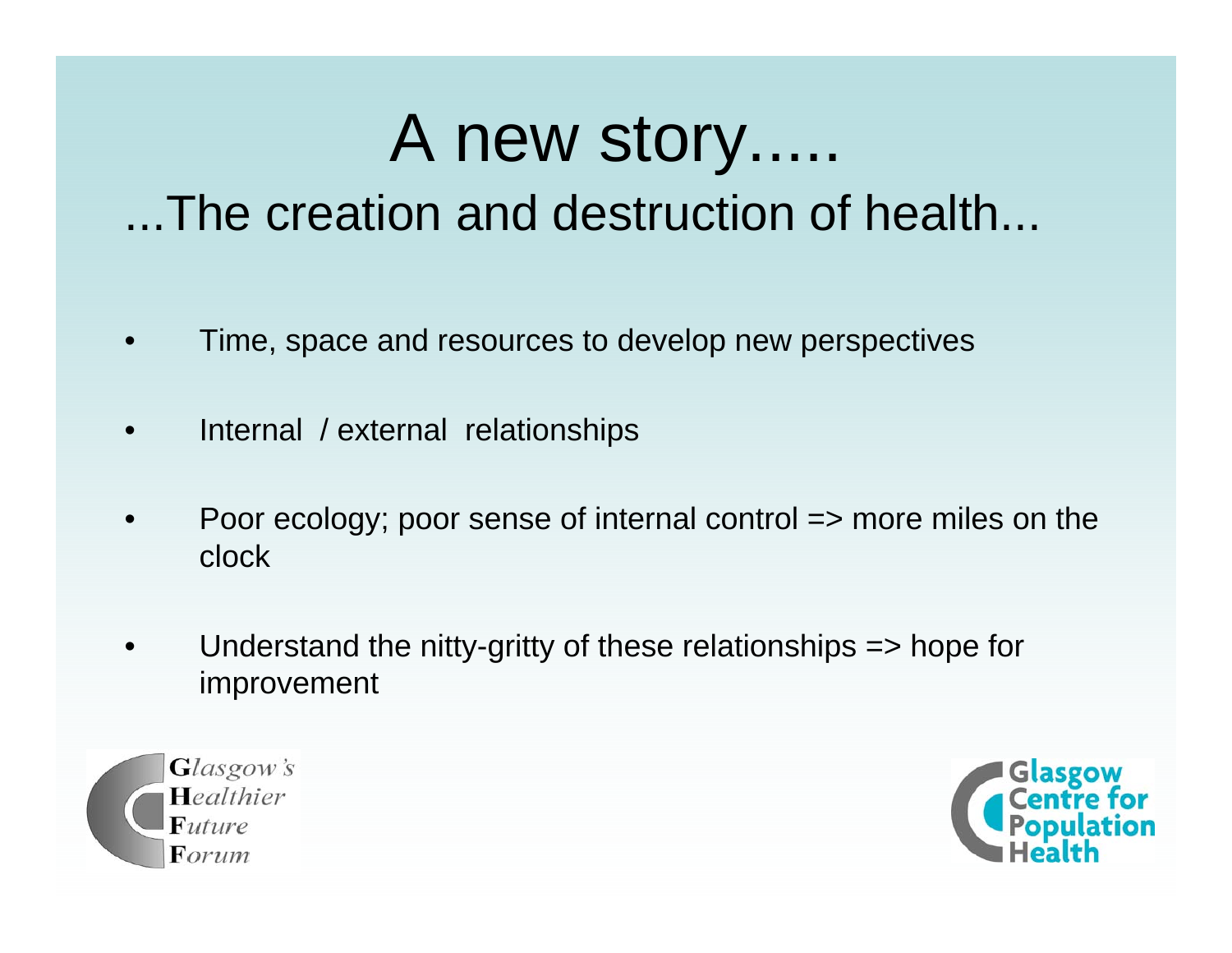# A new story.....

## ...The creation and destruction of health...

- Time, space and resources to develop new perspectives
- Internal / external relationships
- Poor ecology; poor sense of internal control => more miles on the clock
- Understand the nitty-gritty of these relationships => hope for improvement

Glasgow's Healthier Future Forum

Glasgow Centre for Population Health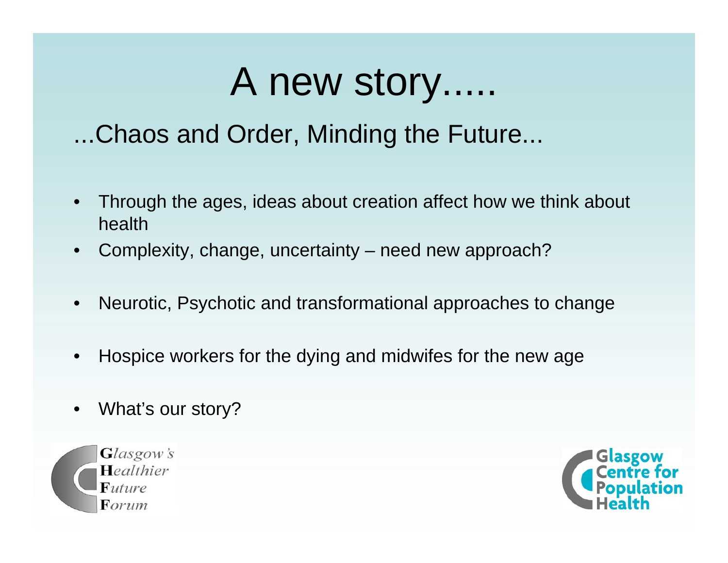# A new story.....

## ...Chaos and Order, Minding the Future...

- Through the ages, ideas about creation affect how we think about health
- Complexity, change, uncertainty – need new approach?
- Neurotic, Psychotic and transformational approaches to change
- Hospice workers for the dying and midwifes for the new age
- What's our story?

Glasgow's Healthier Future Forum

Glasgow Centre for Population Health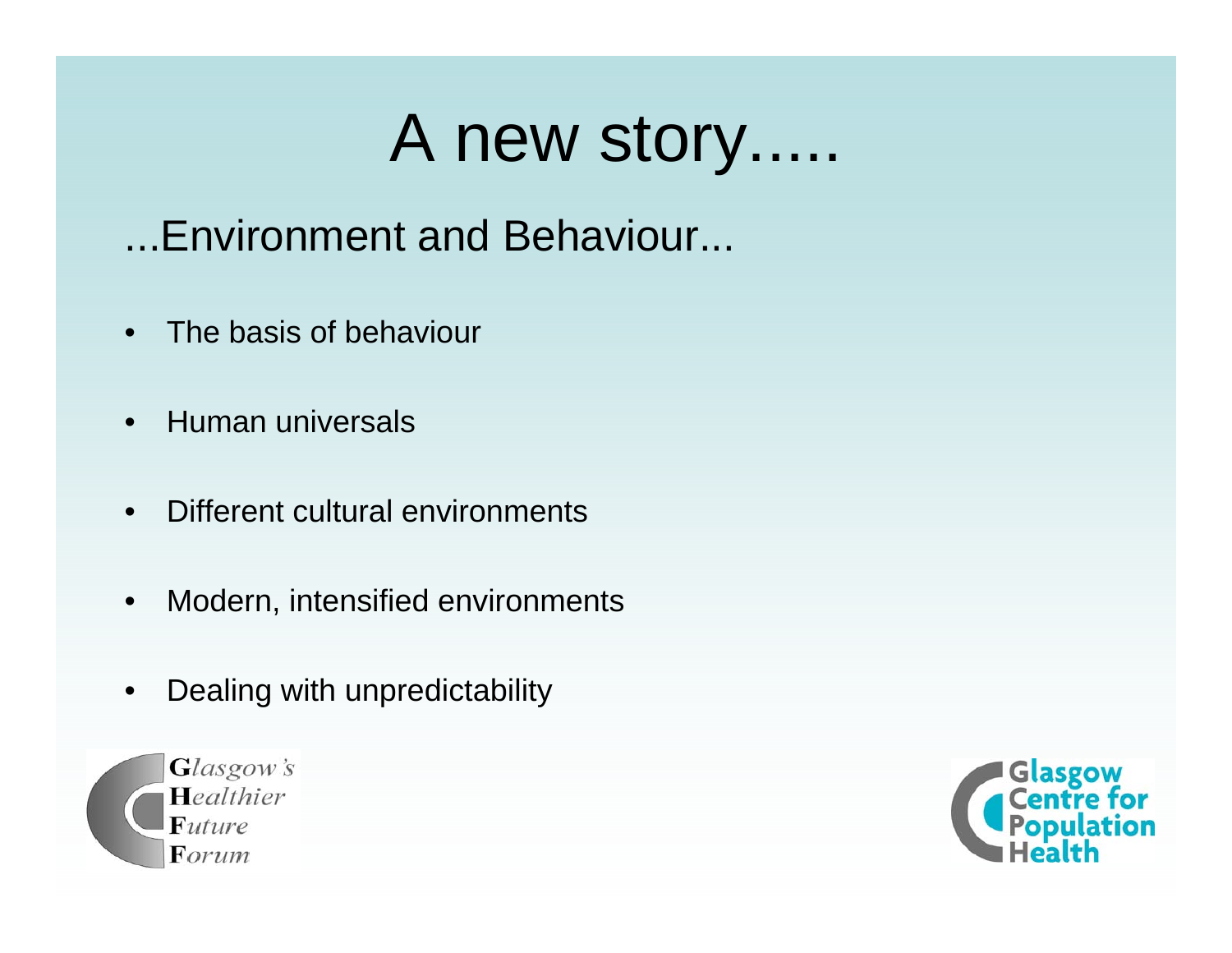# A new story.....

## ...Environment and Behaviour...

- The basis of behaviour
- Human universals
- Different cultural environments
- Modern, intensified environments
- Dealing with unpredictability

Glasgow's Healthier Future Forum

Glasgow Centre for Population Health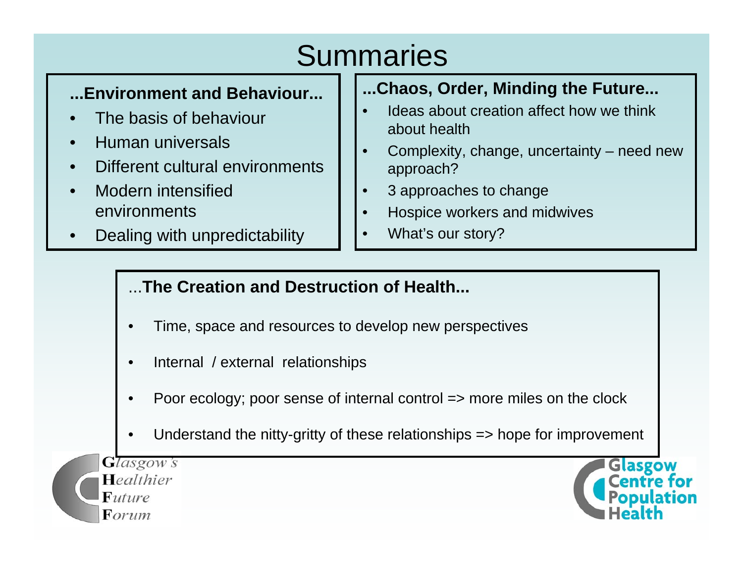# Summaries

### ...Environment and Behaviour...

- The basis of behaviour
- Human universals
- Different cultural environments
- Modern intensified environments
- Dealing with unpredictability

### ...Chaos, Order, Minding the Future...

- Ideas about creation affect how we think about health
- Complexity, change, uncertainty – need new approach?
- 3 approaches to change
- Hospice workers and midwives
- What's our story?

### ...The Creation and Destruction of Health...

- Time, space and resources to develop new perspectives
- Internal / external relationships
- Poor ecology; poor sense of internal control => more miles on the clock
- Understand the nitty-gritty of these relationships => hope for improvement

Glasgow's Healthier Future Forum

Glasgow Centre for Population Health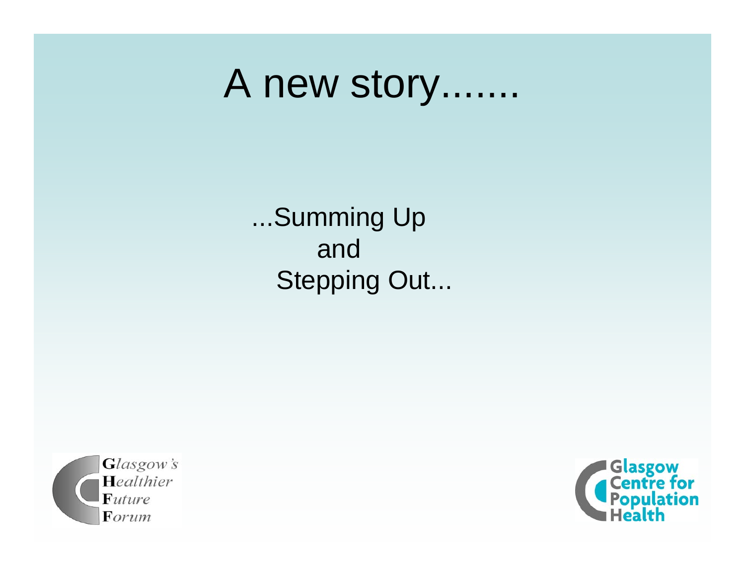# A new story.......

...Summing Up
and
Stepping Out...

Glasgow's Healthier Future Forum

Glasgow Centre for Population Health